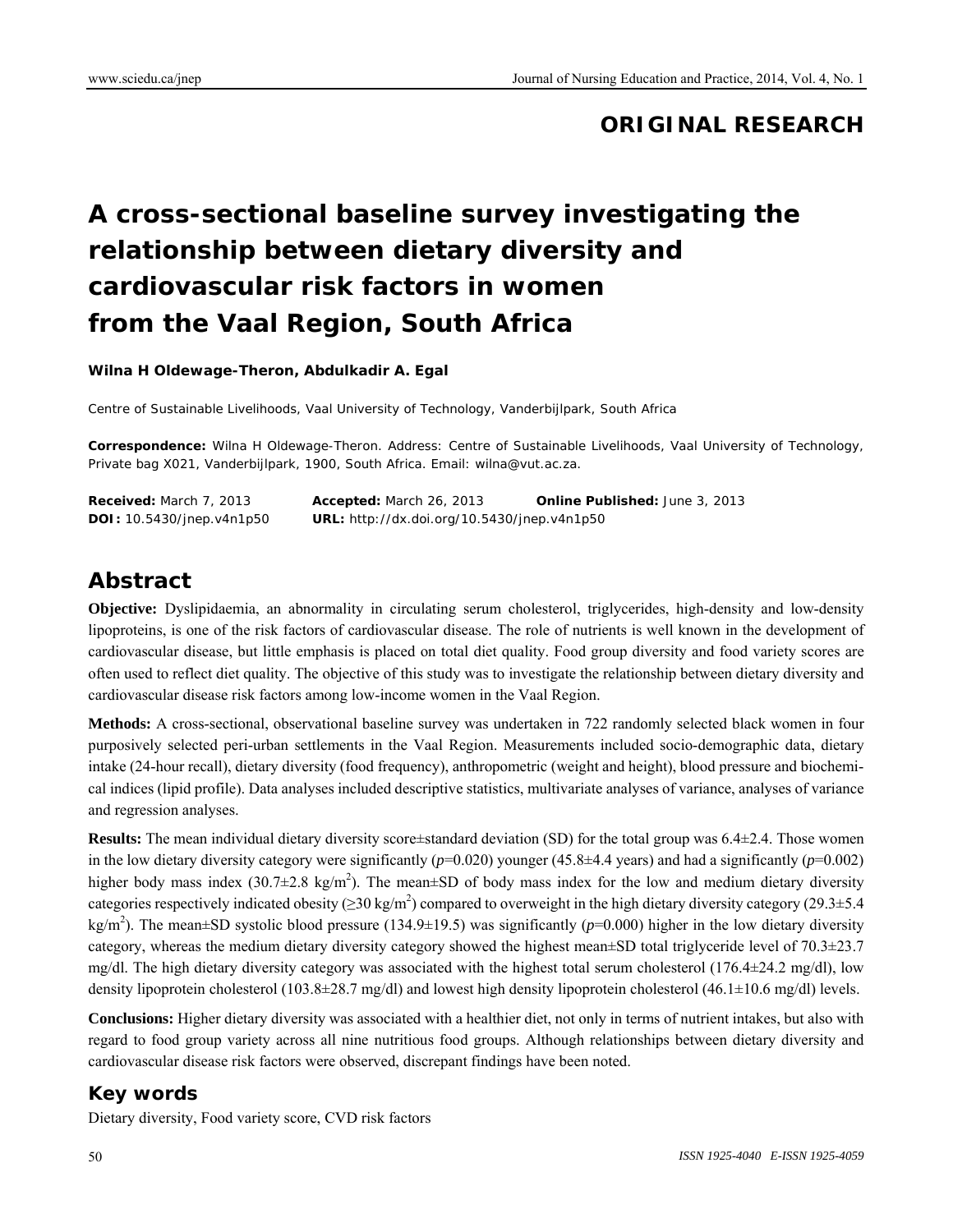## ORIGINAL RESEARCH

# A cross-sectional baseline survey investigating the relationship between dietary diversity and cardiovascular risk factors in women from the Vaal Region, South Africa

**Wilna H Oldewage-Theron, Abdulkadir A. Egal**

Centre of Sustainable Livelihoods, Vaal University of Technology, Vanderbijlpark, South Africa

**Correspondence:** Wilna H Oldewage-Theron. Address: Centre of Sustainable Livelihoods, Vaal University of Technology, Private bag X021, Vanderbijlpark, 1900, South Africa. Email: wilna@vut.ac.za.

**Received:** March 7, 2013 **Accepted:** March 26, 2013 **Online Published:** June 3, 2013
**DOI:** 10.5430/jnep.v4n1p50 **URL:** http://dx.doi.org/10.5430/jnep.v4n1p50

## Abstract

**Objective:** Dyslipidaemia, an abnormality in circulating serum cholesterol, triglycerides, high-density and low-density lipoproteins, is one of the risk factors of cardiovascular disease. The role of nutrients is well known in the development of cardiovascular disease, but little emphasis is placed on total diet quality. Food group diversity and food variety scores are often used to reflect diet quality. The objective of this study was to investigate the relationship between dietary diversity and cardiovascular disease risk factors among low-income women in the Vaal Region.

**Methods:** A cross-sectional, observational baseline survey was undertaken in 722 randomly selected black women in four purposively selected peri-urban settlements in the Vaal Region. Measurements included socio-demographic data, dietary intake (24-hour recall), dietary diversity (food frequency), anthropometric (weight and height), blood pressure and biochemical indices (lipid profile). Data analyses included descriptive statistics, multivariate analyses of variance, analyses of variance and regression analyses.

**Results:** The mean individual dietary diversity score±standard deviation (SD) for the total group was 6.4±2.4. Those women in the low dietary diversity category were significantly ($p$=0.020) younger (45.8±4.4 years) and had a significantly ($p$=0.002) higher body mass index (30.7±2.8 kg/m$^2$). The mean±SD of body mass index for the low and medium dietary diversity categories respectively indicated obesity (≥30 kg/m$^2$) compared to overweight in the high dietary diversity category (29.3±5.4 kg/m$^2$). The mean±SD systolic blood pressure (134.9±19.5) was significantly ($p$=0.000) higher in the low dietary diversity category, whereas the medium dietary diversity category showed the highest mean±SD total triglyceride level of 70.3±23.7 mg/dl. The high dietary diversity category was associated with the highest total serum cholesterol (176.4±24.2 mg/dl), low density lipoprotein cholesterol (103.8±28.7 mg/dl) and lowest high density lipoprotein cholesterol (46.1±10.6 mg/dl) levels.

**Conclusions:** Higher dietary diversity was associated with a healthier diet, not only in terms of nutrient intakes, but also with regard to food group variety across all nine nutritious food groups. Although relationships between dietary diversity and cardiovascular disease risk factors were observed, discrepant findings have been noted.

## Key words

Dietary diversity, Food variety score, CVD risk factors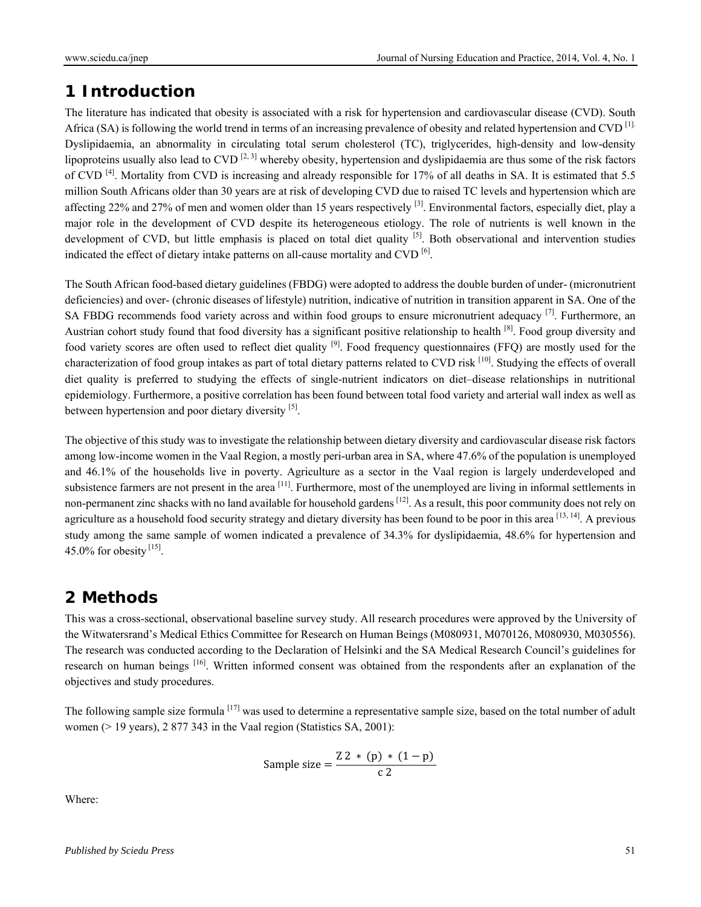## 1 Introduction

The literature has indicated that obesity is associated with a risk for hypertension and cardiovascular disease (CVD). South Africa (SA) is following the world trend in terms of an increasing prevalence of obesity and related hypertension and CVD [1]. Dyslipidaemia, an abnormality in circulating total serum cholesterol (TC), triglycerides, high-density and low-density lipoproteins usually also lead to CVD [2, 3] whereby obesity, hypertension and dyslipidaemia are thus some of the risk factors of CVD [4]. Mortality from CVD is increasing and already responsible for 17% of all deaths in SA. It is estimated that 5.5 million South Africans older than 30 years are at risk of developing CVD due to raised TC levels and hypertension which are affecting 22% and 27% of men and women older than 15 years respectively [3]. Environmental factors, especially diet, play a major role in the development of CVD despite its heterogeneous etiology. The role of nutrients is well known in the development of CVD, but little emphasis is placed on total diet quality [5]. Both observational and intervention studies indicated the effect of dietary intake patterns on all-cause mortality and CVD [6].

The South African food-based dietary guidelines (FBDG) were adopted to address the double burden of under- (micronutrient deficiencies) and over- (chronic diseases of lifestyle) nutrition, indicative of nutrition in transition apparent in SA. One of the SA FBDG recommends food variety across and within food groups to ensure micronutrient adequacy [7]. Furthermore, an Austrian cohort study found that food diversity has a significant positive relationship to health [8]. Food group diversity and food variety scores are often used to reflect diet quality [9]. Food frequency questionnaires (FFQ) are mostly used for the characterization of food group intakes as part of total dietary patterns related to CVD risk [10]. Studying the effects of overall diet quality is preferred to studying the effects of single-nutrient indicators on diet–disease relationships in nutritional epidemiology. Furthermore, a positive correlation has been found between total food variety and arterial wall index as well as between hypertension and poor dietary diversity [5].

The objective of this study was to investigate the relationship between dietary diversity and cardiovascular disease risk factors among low-income women in the Vaal Region, a mostly peri-urban area in SA, where 47.6% of the population is unemployed and 46.1% of the households live in poverty. Agriculture as a sector in the Vaal region is largely underdeveloped and subsistence farmers are not present in the area [11]. Furthermore, most of the unemployed are living in informal settlements in non-permanent zinc shacks with no land available for household gardens [12]. As a result, this poor community does not rely on agriculture as a household food security strategy and dietary diversity has been found to be poor in this area [13, 14]. A previous study among the same sample of women indicated a prevalence of 34.3% for dyslipidaemia, 48.6% for hypertension and 45.0% for obesity [15].

## 2 Methods

This was a cross-sectional, observational baseline survey study. All research procedures were approved by the University of the Witwatersrand's Medical Ethics Committee for Research on Human Beings (M080931, M070126, M080930, M030556). The research was conducted according to the Declaration of Helsinki and the SA Medical Research Council's guidelines for research on human beings [16]. Written informed consent was obtained from the respondents after an explanation of the objectives and study procedures.

The following sample size formula [17] was used to determine a representative sample size, based on the total number of adult women (> 19 years), 2 877 343 in the Vaal region (Statistics SA, 2001):

$$\text{Sample size} = \frac{Z2 * (p) * (1 - p)}{c2}$$

Where: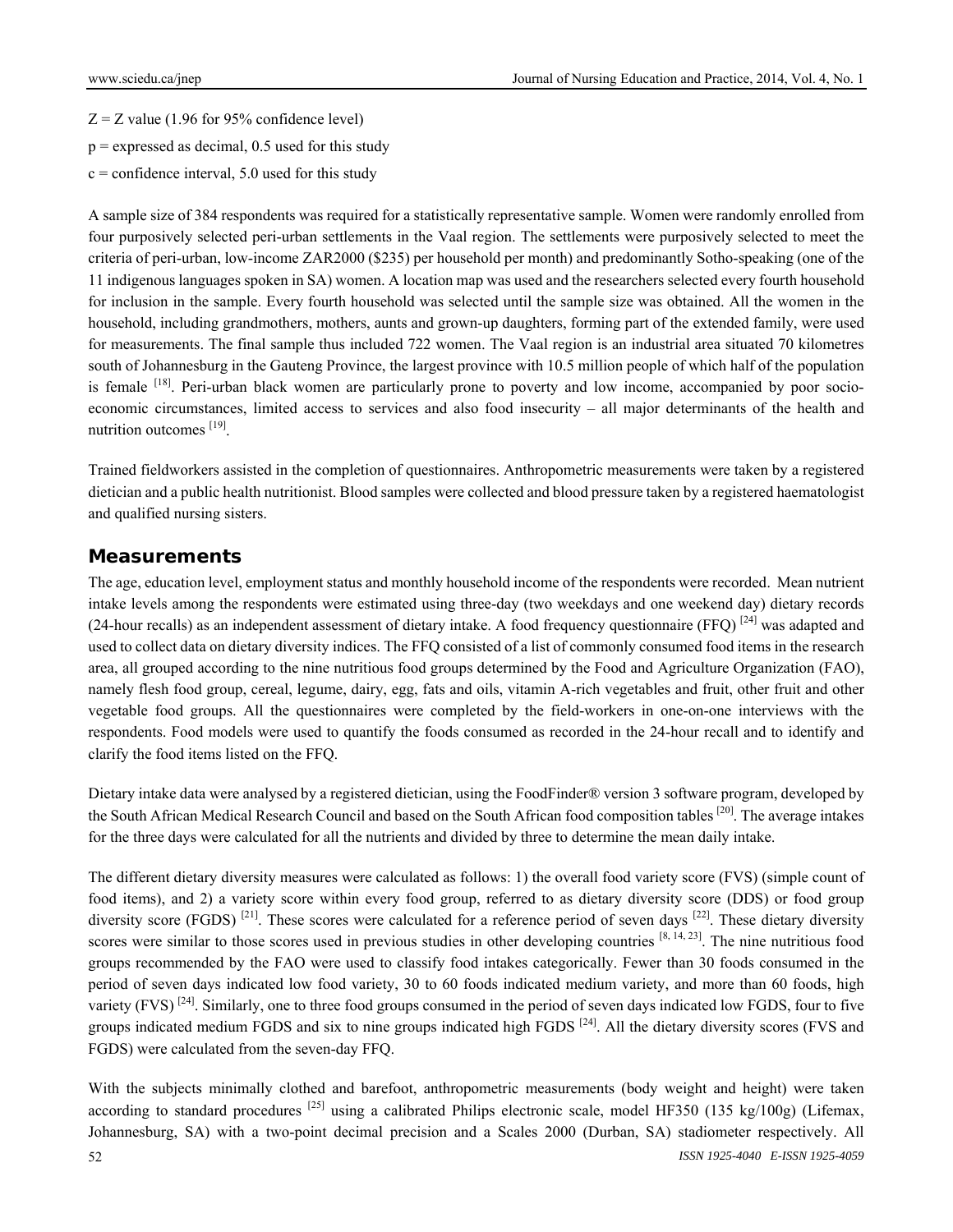Z = Z value (1.96 for 95% confidence level)

p = expressed as decimal, 0.5 used for this study

c = confidence interval, 5.0 used for this study

A sample size of 384 respondents was required for a statistically representative sample. Women were randomly enrolled from four purposively selected peri-urban settlements in the Vaal region. The settlements were purposively selected to meet the criteria of peri-urban, low-income ZAR2000 ($235) per household per month) and predominantly Sotho-speaking (one of the 11 indigenous languages spoken in SA) women. A location map was used and the researchers selected every fourth household for inclusion in the sample. Every fourth household was selected until the sample size was obtained. All the women in the household, including grandmothers, mothers, aunts and grown-up daughters, forming part of the extended family, were used for measurements. The final sample thus included 722 women. The Vaal region is an industrial area situated 70 kilometres south of Johannesburg in the Gauteng Province, the largest province with 10.5 million people of which half of the population is female [18]. Peri-urban black women are particularly prone to poverty and low income, accompanied by poor socio-economic circumstances, limited access to services and also food insecurity – all major determinants of the health and nutrition outcomes [19].

Trained fieldworkers assisted in the completion of questionnaires. Anthropometric measurements were taken by a registered dietician and a public health nutritionist. Blood samples were collected and blood pressure taken by a registered haematologist and qualified nursing sisters.

## Measurements

The age, education level, employment status and monthly household income of the respondents were recorded. Mean nutrient intake levels among the respondents were estimated using three-day (two weekdays and one weekend day) dietary records (24-hour recalls) as an independent assessment of dietary intake. A food frequency questionnaire (FFQ) [24] was adapted and used to collect data on dietary diversity indices. The FFQ consisted of a list of commonly consumed food items in the research area, all grouped according to the nine nutritious food groups determined by the Food and Agriculture Organization (FAO), namely flesh food group, cereal, legume, dairy, egg, fats and oils, vitamin A-rich vegetables and fruit, other fruit and other vegetable food groups. All the questionnaires were completed by the field-workers in one-on-one interviews with the respondents. Food models were used to quantify the foods consumed as recorded in the 24-hour recall and to identify and clarify the food items listed on the FFQ.

Dietary intake data were analysed by a registered dietician, using the FoodFinder® version 3 software program, developed by the South African Medical Research Council and based on the South African food composition tables [20]. The average intakes for the three days were calculated for all the nutrients and divided by three to determine the mean daily intake.

The different dietary diversity measures were calculated as follows: 1) the overall food variety score (FVS) (simple count of food items), and 2) a variety score within every food group, referred to as dietary diversity score (DDS) or food group diversity score (FGDS) [21]. These scores were calculated for a reference period of seven days [22]. These dietary diversity scores were similar to those used in previous studies in other developing countries [8, 14, 23]. The nine nutritious food groups recommended by the FAO were used to classify food intakes categorically. Fewer than 30 foods consumed in the period of seven days indicated low food variety, 30 to 60 foods indicated medium variety, and more than 60 foods, high variety (FVS) [24]. Similarly, one to three food groups consumed in the period of seven days indicated low FGDS, four to five groups indicated medium FGDS and six to nine groups indicated high FGDS [24]. All the dietary diversity scores (FVS and FGDS) were calculated from the seven-day FFQ.

With the subjects minimally clothed and barefoot, anthropometric measurements (body weight and height) were taken according to standard procedures [25] using a calibrated Philips electronic scale, model HF350 (135 kg/100g) (Lifemax, Johannesburg, SA) with a two-point decimal precision and a Scales 2000 (Durban, SA) stadiometer respectively. All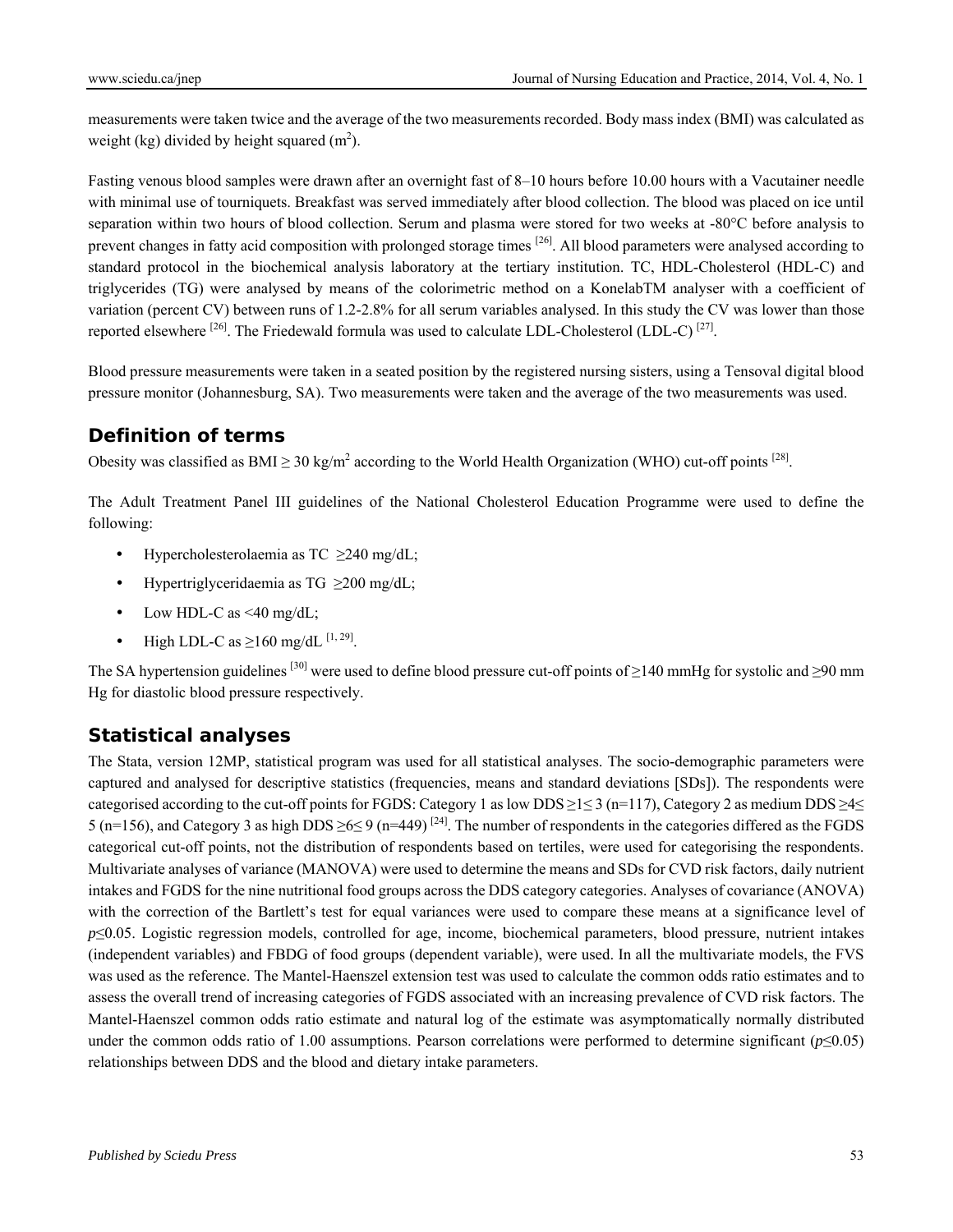measurements were taken twice and the average of the two measurements recorded. Body mass index (BMI) was calculated as weight (kg) divided by height squared ($m^2$).

Fasting venous blood samples were drawn after an overnight fast of 8–10 hours before 10.00 hours with a Vacutainer needle with minimal use of tourniquets. Breakfast was served immediately after blood collection. The blood was placed on ice until separation within two hours of blood collection. Serum and plasma were stored for two weeks at -80°C before analysis to prevent changes in fatty acid composition with prolonged storage times [26]. All blood parameters were analysed according to standard protocol in the biochemical analysis laboratory at the tertiary institution. TC, HDL-Cholesterol (HDL-C) and triglycerides (TG) were analysed by means of the colorimetric method on a KonelabTM analyser with a coefficient of variation (percent CV) between runs of 1.2-2.8% for all serum variables analysed. In this study the CV was lower than those reported elsewhere [26]. The Friedewald formula was used to calculate LDL-Cholesterol (LDL-C) [27].

Blood pressure measurements were taken in a seated position by the registered nursing sisters, using a Tensoval digital blood pressure monitor (Johannesburg, SA). Two measurements were taken and the average of the two measurements was used.

## Definition of terms

Obesity was classified as BMI ≥ 30 kg/$m^2$ according to the World Health Organization (WHO) cut-off points [28].

The Adult Treatment Panel III guidelines of the National Cholesterol Education Programme were used to define the following:

- Hypercholesterolaemia as TC ≥240 mg/dL;
- Hypertriglyceridaemia as TG ≥200 mg/dL;
- Low HDL-C as <40 mg/dL;
- High LDL-C as ≥160 mg/dL [1, 29].

The SA hypertension guidelines [30] were used to define blood pressure cut-off points of ≥140 mmHg for systolic and ≥90 mm Hg for diastolic blood pressure respectively.

## Statistical analyses

The Stata, version 12MP, statistical program was used for all statistical analyses. The socio-demographic parameters were captured and analysed for descriptive statistics (frequencies, means and standard deviations [SDs]). The respondents were categorised according to the cut-off points for FGDS: Category 1 as low DDS ≥1≤ 3 (n=117), Category 2 as medium DDS ≥4≤ 5 (n=156), and Category 3 as high DDS ≥6≤ 9 (n=449) [24]. The number of respondents in the categories differed as the FGDS categorical cut-off points, not the distribution of respondents based on tertiles, were used for categorising the respondents. Multivariate analyses of variance (MANOVA) were used to determine the means and SDs for CVD risk factors, daily nutrient intakes and FGDS for the nine nutritional food groups across the DDS category categories. Analyses of covariance (ANOVA) with the correction of the Bartlett's test for equal variances were used to compare these means at a significance level of $p$≤0.05. Logistic regression models, controlled for age, income, biochemical parameters, blood pressure, nutrient intakes (independent variables) and FBDG of food groups (dependent variable), were used. In all the multivariate models, the FVS was used as the reference. The Mantel-Haenszel extension test was used to calculate the common odds ratio estimates and to assess the overall trend of increasing categories of FGDS associated with an increasing prevalence of CVD risk factors. The Mantel-Haenszel common odds ratio estimate and natural log of the estimate was asymptomatically normally distributed under the common odds ratio of 1.00 assumptions. Pearson correlations were performed to determine significant ($p$≤0.05) relationships between DDS and the blood and dietary intake parameters.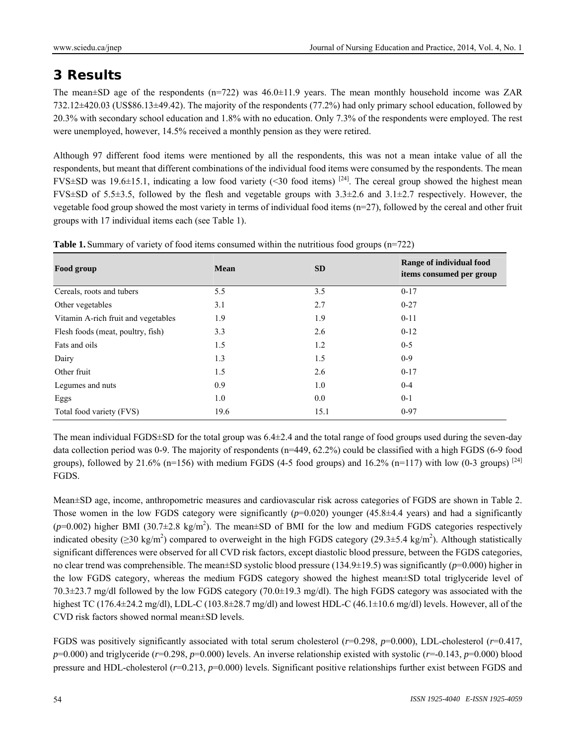## 3 Results

The mean±SD age of the respondents (n=722) was 46.0±11.9 years. The mean monthly household income was ZAR 732.12±420.03 (US$86.13±49.42). The majority of the respondents (77.2%) had only primary school education, followed by 20.3% with secondary school education and 1.8% with no education. Only 7.3% of the respondents were employed. The rest were unemployed, however, 14.5% received a monthly pension as they were retired.

Although 97 different food items were mentioned by all the respondents, this was not a mean intake value of all the respondents, but meant that different combinations of the individual food items were consumed by the respondents. The mean FVS±SD was 19.6±15.1, indicating a low food variety (<30 food items) [24]. The cereal group showed the highest mean FVS±SD of 5.5±3.5, followed by the flesh and vegetable groups with 3.3±2.6 and 3.1±2.7 respectively. However, the vegetable food group showed the most variety in terms of individual food items (n=27), followed by the cereal and other fruit groups with 17 individual items each (see Table 1).

**Table 1.** Summary of variety of food items consumed within the nutritious food groups (n=722)

| Food group | Mean | SD | Range of individual food items consumed per group |
|---|---|---|---|
| Cereals, roots and tubers | 5.5 | 3.5 | 0-17 |
| Other vegetables | 3.1 | 2.7 | 0-27 |
| Vitamin A-rich fruit and vegetables | 1.9 | 1.9 | 0-11 |
| Flesh foods (meat, poultry, fish) | 3.3 | 2.6 | 0-12 |
| Fats and oils | 1.5 | 1.2 | 0-5 |
| Dairy | 1.3 | 1.5 | 0-9 |
| Other fruit | 1.5 | 2.6 | 0-17 |
| Legumes and nuts | 0.9 | 1.0 | 0-4 |
| Eggs | 1.0 | 0.0 | 0-1 |
| Total food variety (FVS) | 19.6 | 15.1 | 0-97 |

The mean individual FGDS±SD for the total group was 6.4±2.4 and the total range of food groups used during the seven-day data collection period was 0-9. The majority of respondents (n=449, 62.2%) could be classified with a high FGDS (6-9 food groups), followed by 21.6% (n=156) with medium FGDS (4-5 food groups) and 16.2% (n=117) with low (0-3 groups) [24] FGDS.

Mean±SD age, income, anthropometric measures and cardiovascular risk across categories of FGDS are shown in Table 2. Those women in the low FGDS category were significantly (*p*=0.020) younger (45.8±4.4 years) and had a significantly (*p*=0.002) higher BMI (30.7±2.8 kg/m$^2$). The mean±SD of BMI for the low and medium FGDS categories respectively indicated obesity (≥30 kg/m$^2$) compared to overweight in the high FGDS category (29.3±5.4 kg/m$^2$). Although statistically significant differences were observed for all CVD risk factors, except diastolic blood pressure, between the FGDS categories, no clear trend was comprehensible. The mean±SD systolic blood pressure (134.9±19.5) was significantly (*p*=0.000) higher in the low FGDS category, whereas the medium FGDS category showed the highest mean±SD total triglyceride level of 70.3±23.7 mg/dl followed by the low FGDS category (70.0±19.3 mg/dl). The high FGDS category was associated with the highest TC (176.4±24.2 mg/dl), LDL-C (103.8±28.7 mg/dl) and lowest HDL-C (46.1±10.6 mg/dl) levels. However, all of the CVD risk factors showed normal mean±SD levels.

FGDS was positively significantly associated with total serum cholesterol (*r*=0.298, *p*=0.000), LDL-cholesterol (*r*=0.417, *p*=0.000) and triglyceride (*r*=0.298, *p*=0.000) levels. An inverse relationship existed with systolic (*r*=-0.143, *p*=0.000) blood pressure and HDL-cholesterol (*r*=0.213, *p*=0.000) levels. Significant positive relationships further exist between FGDS and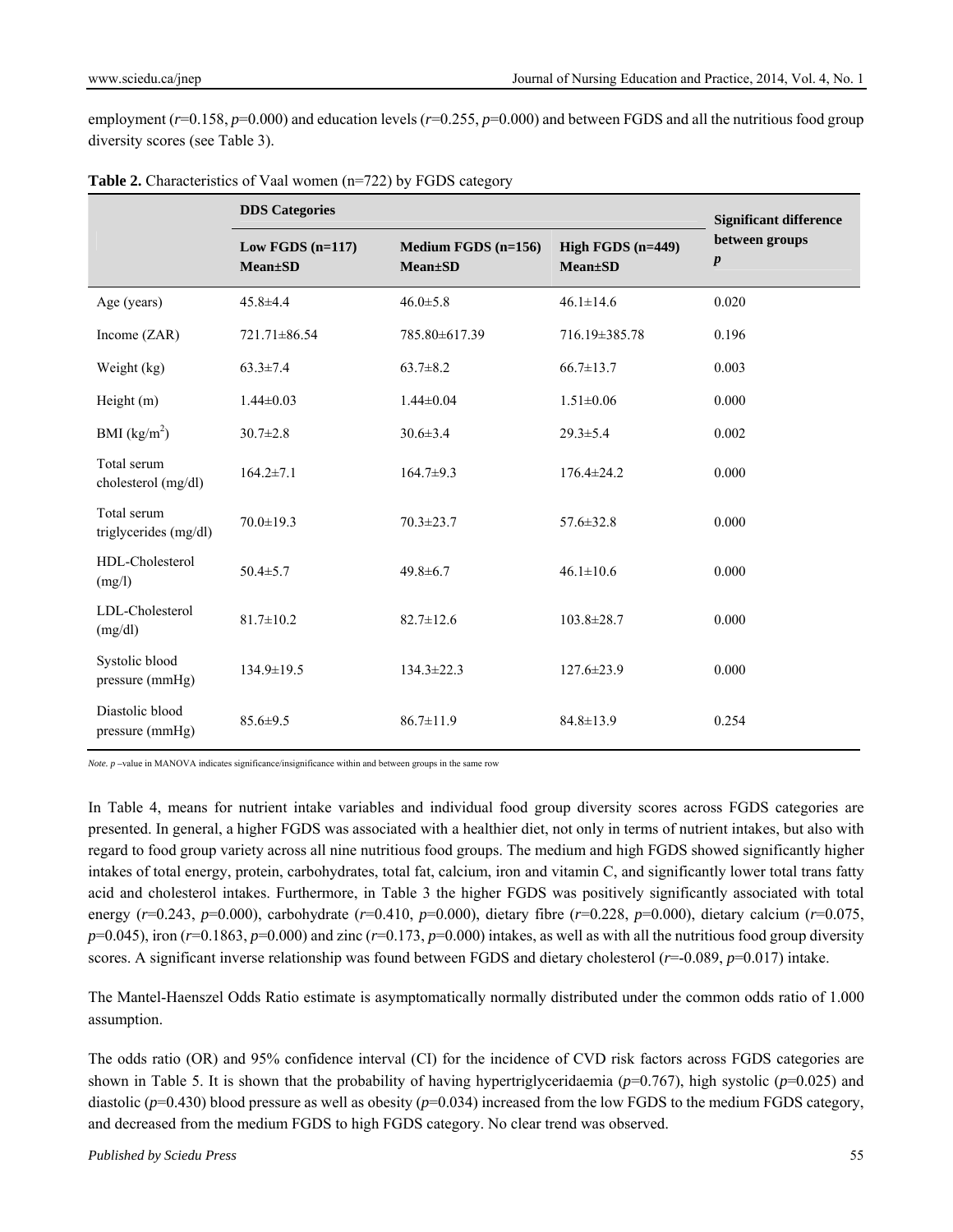employment ($r$=0.158, $p$=0.000) and education levels ($r$=0.255, $p$=0.000) and between FGDS and all the nutritious food group diversity scores (see Table 3).

**Table 2.** Characteristics of Vaal women (n=722) by FGDS category

| | **DDS Categories** | | | **Significant difference between groups** |
|---|---|---|---|---|
| | **Low FGDS (n=117) Mean±SD** | **Medium FGDS (n=156) Mean±SD** | **High FGDS (n=449) Mean±SD** | ***p*** |
| Age (years) | 45.8±4.4 | 46.0±5.8 | 46.1±14.6 | 0.020 |
| Income (ZAR) | 721.71±86.54 | 785.80±617.39 | 716.19±385.78 | 0.196 |
| Weight (kg) | 63.3±7.4 | 63.7±8.2 | 66.7±13.7 | 0.003 |
| Height (m) | 1.44±0.03 | 1.44±0.04 | 1.51±0.06 | 0.000 |
| BMI (kg/m$^2$) | 30.7±2.8 | 30.6±3.4 | 29.3±5.4 | 0.002 |
| Total serum cholesterol (mg/dl) | 164.2±7.1 | 164.7±9.3 | 176.4±24.2 | 0.000 |
| Total serum triglycerides (mg/dl) | 70.0±19.3 | 70.3±23.7 | 57.6±32.8 | 0.000 |
| HDL-Cholesterol (mg/l) | 50.4±5.7 | 49.8±6.7 | 46.1±10.6 | 0.000 |
| LDL-Cholesterol (mg/dl) | 81.7±10.2 | 82.7±12.6 | 103.8±28.7 | 0.000 |
| Systolic blood pressure (mmHg) | 134.9±19.5 | 134.3±22.3 | 127.6±23.9 | 0.000 |
| Diastolic blood pressure (mmHg) | 85.6±9.5 | 86.7±11.9 | 84.8±13.9 | 0.254 |

*Note. p* –value in MANOVA indicates significance/insignificance within and between groups in the same row

In Table 4, means for nutrient intake variables and individual food group diversity scores across FGDS categories are presented. In general, a higher FGDS was associated with a healthier diet, not only in terms of nutrient intakes, but also with regard to food group variety across all nine nutritious food groups. The medium and high FGDS showed significantly higher intakes of total energy, protein, carbohydrates, total fat, calcium, iron and vitamin C, and significantly lower total trans fatty acid and cholesterol intakes. Furthermore, in Table 3 the higher FGDS was positively significantly associated with total energy ($r$=0.243, $p$=0.000), carbohydrate ($r$=0.410, $p$=0.000), dietary fibre ($r$=0.228, $p$=0.000), dietary calcium ($r$=0.075, $p$=0.045), iron ($r$=0.1863, $p$=0.000) and zinc ($r$=0.173, $p$=0.000) intakes, as well as with all the nutritious food group diversity scores. A significant inverse relationship was found between FGDS and dietary cholesterol ($r$=-0.089, $p$=0.017) intake.

The Mantel-Haenszel Odds Ratio estimate is asymptomatically normally distributed under the common odds ratio of 1.000 assumption.

The odds ratio (OR) and 95% confidence interval (CI) for the incidence of CVD risk factors across FGDS categories are shown in Table 5. It is shown that the probability of having hypertriglyceridaemia ($p$=0.767), high systolic ($p$=0.025) and diastolic ($p$=0.430) blood pressure as well as obesity ($p$=0.034) increased from the low FGDS to the medium FGDS category, and decreased from the medium FGDS to high FGDS category. No clear trend was observed.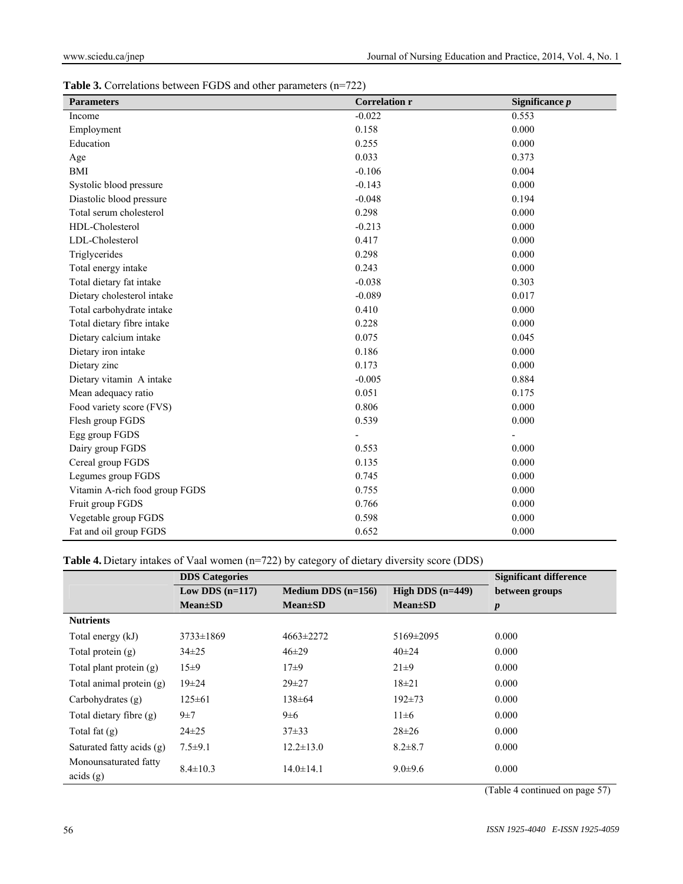**Table 3.** Correlations between FGDS and other parameters (n=722)

| Parameters | Correlation r | Significance *p* |
|---|---|---|
| Income | -0.022 | 0.553 |
| Employment | 0.158 | 0.000 |
| Education | 0.255 | 0.000 |
| Age | 0.033 | 0.373 |
| BMI | -0.106 | 0.004 |
| Systolic blood pressure | -0.143 | 0.000 |
| Diastolic blood pressure | -0.048 | 0.194 |
| Total serum cholesterol | 0.298 | 0.000 |
| HDL-Cholesterol | -0.213 | 0.000 |
| LDL-Cholesterol | 0.417 | 0.000 |
| Triglycerides | 0.298 | 0.000 |
| Total energy intake | 0.243 | 0.000 |
| Total dietary fat intake | -0.038 | 0.303 |
| Dietary cholesterol intake | -0.089 | 0.017 |
| Total carbohydrate intake | 0.410 | 0.000 |
| Total dietary fibre intake | 0.228 | 0.000 |
| Dietary calcium intake | 0.075 | 0.045 |
| Dietary iron intake | 0.186 | 0.000 |
| Dietary zinc | 0.173 | 0.000 |
| Dietary vitamin A intake | -0.005 | 0.884 |
| Mean adequacy ratio | 0.051 | 0.175 |
| Food variety score (FVS) | 0.806 | 0.000 |
| Flesh group FGDS | 0.539 | 0.000 |
| Egg group FGDS | - | - |
| Dairy group FGDS | 0.553 | 0.000 |
| Cereal group FGDS | 0.135 | 0.000 |
| Legumes group FGDS | 0.745 | 0.000 |
| Vitamin A-rich food group FGDS | 0.755 | 0.000 |
| Fruit group FGDS | 0.766 | 0.000 |
| Vegetable group FGDS | 0.598 | 0.000 |
| Fat and oil group FGDS | 0.652 | 0.000 |

**Table 4.** Dietary intakes of Vaal women (n=722) by category of dietary diversity score (DDS)

| | DDS Categories | | | Significant difference between groups |
|---|---|---|---|---|
| | Low DDS (n=117) Mean±SD | Medium DDS (n=156) Mean±SD | High DDS (n=449) Mean±SD | *p* |
| **Nutrients** | | | | |
| Total energy (kJ) | 3733±1869 | 4663±2272 | 5169±2095 | 0.000 |
| Total protein (g) | 34±25 | 46±29 | 40±24 | 0.000 |
| Total plant protein (g) | 15±9 | 17±9 | 21±9 | 0.000 |
| Total animal protein (g) | 19±24 | 29±27 | 18±21 | 0.000 |
| Carbohydrates (g) | 125±61 | 138±64 | 192±73 | 0.000 |
| Total dietary fibre (g) | 9±7 | 9±6 | 11±6 | 0.000 |
| Total fat (g) | 24±25 | 37±33 | 28±26 | 0.000 |
| Saturated fatty acids (g) | 7.5±9.1 | 12.2±13.0 | 8.2±8.7 | 0.000 |
| Monounsaturated fatty acids (g) | 8.4±10.3 | 14.0±14.1 | 9.0±9.6 | 0.000 |

(Table 4 continued on page 57)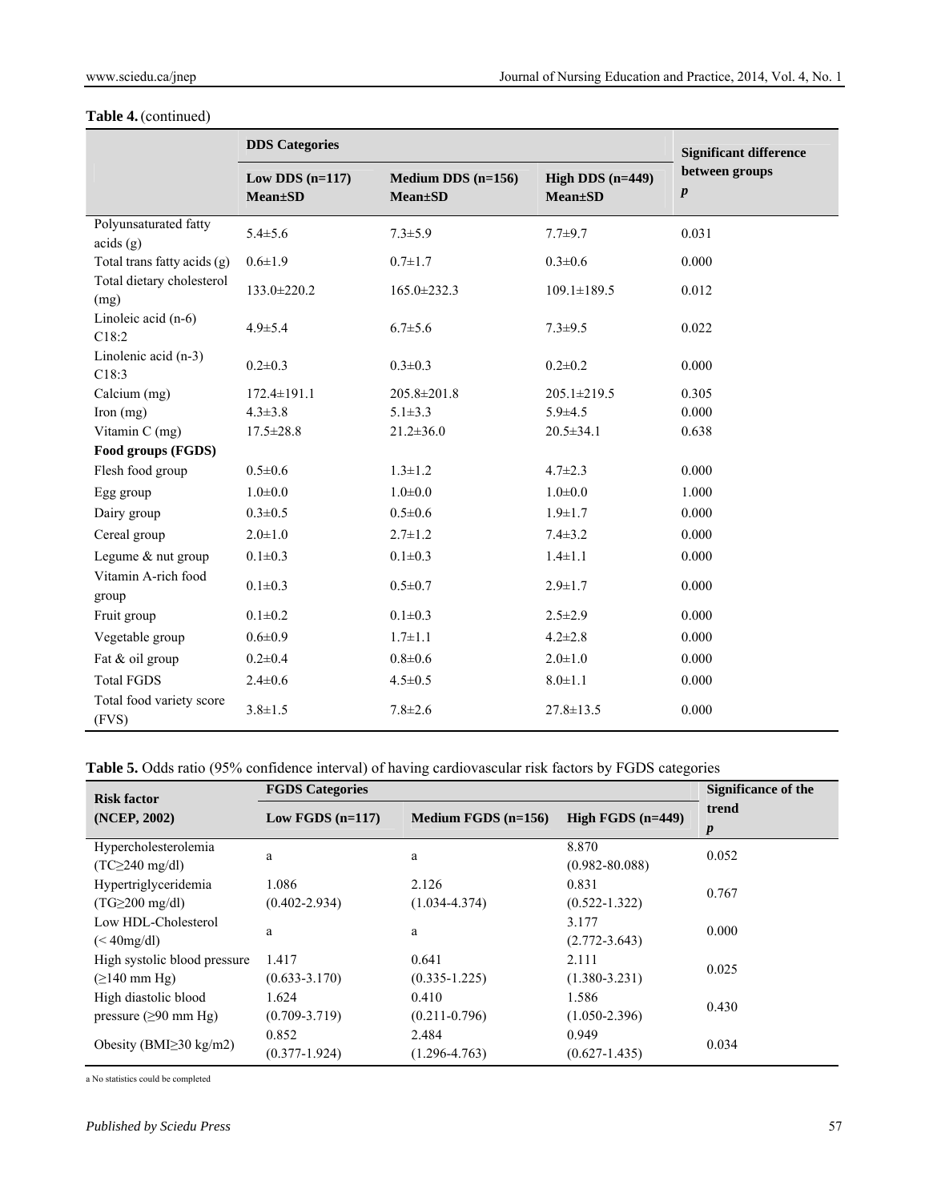**Table 4.** (continued)

| | DDS Categories | | | Significant difference between groups |
|---|---|---|---|---|
| | Low DDS (n=117) Mean±SD | Medium DDS (n=156) Mean±SD | High DDS (n=449) Mean±SD | *p* |
| Polyunsaturated fatty acids (g) | 5.4±5.6 | 7.3±5.9 | 7.7±9.7 | 0.031 |
| Total trans fatty acids (g) | 0.6±1.9 | 0.7±1.7 | 0.3±0.6 | 0.000 |
| Total dietary cholesterol (mg) | 133.0±220.2 | 165.0±232.3 | 109.1±189.5 | 0.012 |
| Linoleic acid (n-6) C18:2 | 4.9±5.4 | 6.7±5.6 | 7.3±9.5 | 0.022 |
| Linolenic acid (n-3) C18:3 | 0.2±0.3 | 0.3±0.3 | 0.2±0.2 | 0.000 |
| Calcium (mg) | 172.4±191.1 | 205.8±201.8 | 205.1±219.5 | 0.305 |
| Iron (mg) | 4.3±3.8 | 5.1±3.3 | 5.9±4.5 | 0.000 |
| Vitamin C (mg) | 17.5±28.8 | 21.2±36.0 | 20.5±34.1 | 0.638 |
| **Food groups (FGDS)** | | | | |
| Flesh food group | 0.5±0.6 | 1.3±1.2 | 4.7±2.3 | 0.000 |
| Egg group | 1.0±0.0 | 1.0±0.0 | 1.0±0.0 | 1.000 |
| Dairy group | 0.3±0.5 | 0.5±0.6 | 1.9±1.7 | 0.000 |
| Cereal group | 2.0±1.0 | 2.7±1.2 | 7.4±3.2 | 0.000 |
| Legume & nut group | 0.1±0.3 | 0.1±0.3 | 1.4±1.1 | 0.000 |
| Vitamin A-rich food group | 0.1±0.3 | 0.5±0.7 | 2.9±1.7 | 0.000 |
| Fruit group | 0.1±0.2 | 0.1±0.3 | 2.5±2.9 | 0.000 |
| Vegetable group | 0.6±0.9 | 1.7±1.1 | 4.2±2.8 | 0.000 |
| Fat & oil group | 0.2±0.4 | 0.8±0.6 | 2.0±1.0 | 0.000 |
| Total FGDS | 2.4±0.6 | 4.5±0.5 | 8.0±1.1 | 0.000 |
| Total food variety score (FVS) | 3.8±1.5 | 7.8±2.6 | 27.8±13.5 | 0.000 |

**Table 5.** Odds ratio (95% confidence interval) of having cardiovascular risk factors by FGDS categories

| Risk factor (NCEP, 2002) | FGDS Categories | | | Significance of the trend |
|---|---|---|---|---|
| | Low FGDS (n=117) | Medium FGDS (n=156) | High FGDS (n=449) | *p* |
| Hypercholesterolemia (TC≥240 mg/dl) | a | a | 8.870 (0.982-80.088) | 0.052 |
| Hypertriglyceridemia (TG≥200 mg/dl) | 1.086 (0.402-2.934) | 2.126 (1.034-4.374) | 0.831 (0.522-1.322) | 0.767 |
| Low HDL-Cholesterol (< 40mg/dl) | a | a | 3.177 (2.772-3.643) | 0.000 |
| High systolic blood pressure (≥140 mm Hg) | 1.417 (0.633-3.170) | 0.641 (0.335-1.225) | 2.111 (1.380-3.231) | 0.025 |
| High diastolic blood pressure (≥90 mm Hg) | 1.624 (0.709-3.719) | 0.410 (0.211-0.796) | 1.586 (1.050-2.396) | 0.430 |
| Obesity (BMI≥30 kg/m2) | 0.852 (0.377-1.924) | 2.484 (1.296-4.763) | 0.949 (0.627-1.435) | 0.034 |

a No statistics could be completed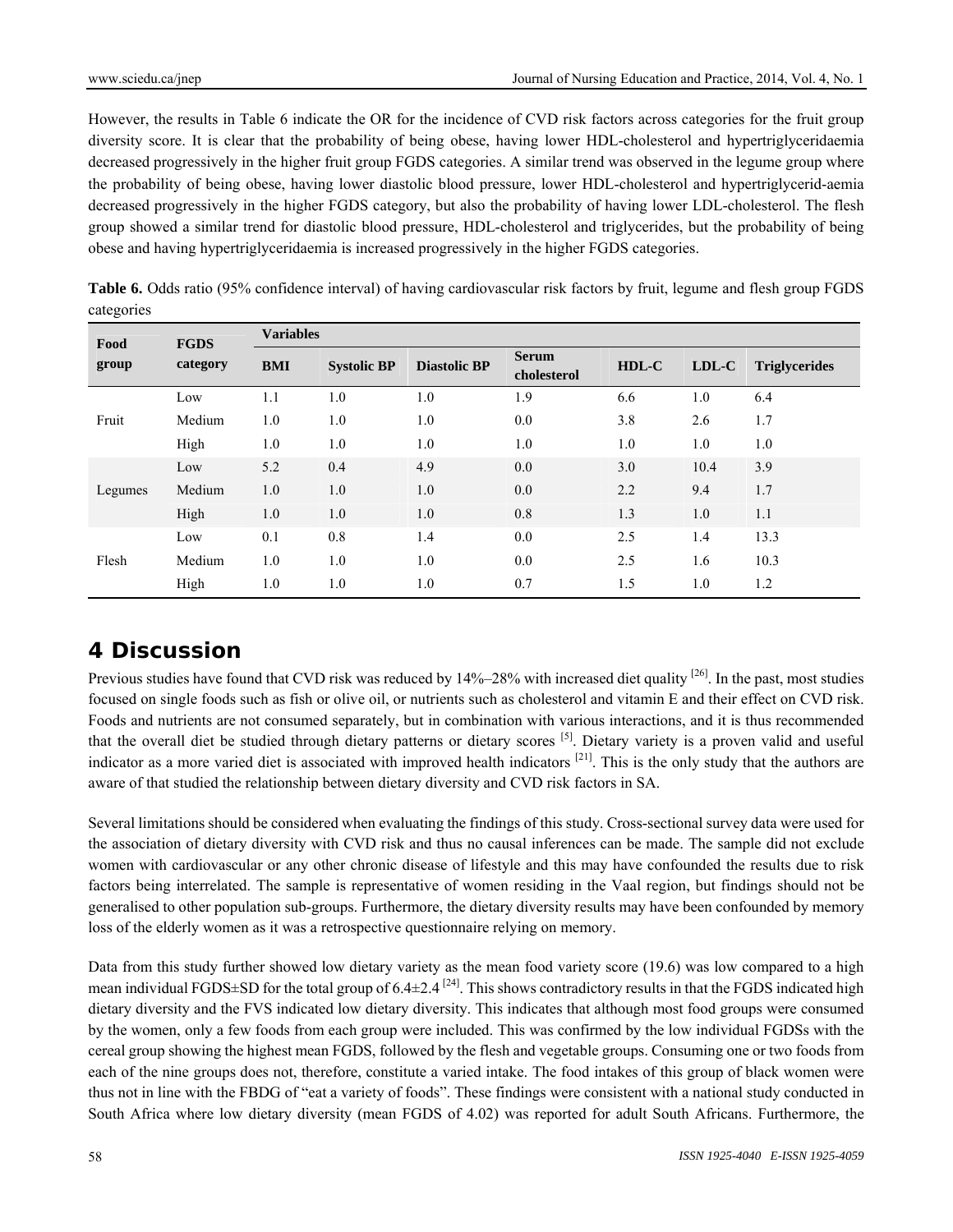However, the results in Table 6 indicate the OR for the incidence of CVD risk factors across categories for the fruit group diversity score. It is clear that the probability of being obese, having lower HDL-cholesterol and hypertriglyceridaemia decreased progressively in the higher fruit group FGDS categories. A similar trend was observed in the legume group where the probability of being obese, having lower diastolic blood pressure, lower HDL-cholesterol and hypertriglycerid-aemia decreased progressively in the higher FGDS category, but also the probability of having lower LDL-cholesterol. The flesh group showed a similar trend for diastolic blood pressure, HDL-cholesterol and triglycerides, but the probability of being obese and having hypertriglyceridaemia is increased progressively in the higher FGDS categories.

**Table 6.** Odds ratio (95% confidence interval) of having cardiovascular risk factors by fruit, legume and flesh group FGDS categories

| Food group | FGDS category | Variables | | | | | | |
|---|---|---|---|---|---|---|---|---|
| | | BMI | Systolic BP | Diastolic BP | Serum cholesterol | HDL-C | LDL-C | Triglycerides |
| Fruit | Low | 1.1 | 1.0 | 1.0 | 1.9 | 6.6 | 1.0 | 6.4 |
| | Medium | 1.0 | 1.0 | 1.0 | 0.0 | 3.8 | 2.6 | 1.7 |
| | High | 1.0 | 1.0 | 1.0 | 1.0 | 1.0 | 1.0 | 1.0 |
| Legumes | Low | 5.2 | 0.4 | 4.9 | 0.0 | 3.0 | 10.4 | 3.9 |
| | Medium | 1.0 | 1.0 | 1.0 | 0.0 | 2.2 | 9.4 | 1.7 |
| | High | 1.0 | 1.0 | 1.0 | 0.8 | 1.3 | 1.0 | 1.1 |
| Flesh | Low | 0.1 | 0.8 | 1.4 | 0.0 | 2.5 | 1.4 | 13.3 |
| | Medium | 1.0 | 1.0 | 1.0 | 0.0 | 2.5 | 1.6 | 10.3 |
| | High | 1.0 | 1.0 | 1.0 | 0.7 | 1.5 | 1.0 | 1.2 |

# 4 Discussion

Previous studies have found that CVD risk was reduced by 14%–28% with increased diet quality [26]. In the past, most studies focused on single foods such as fish or olive oil, or nutrients such as cholesterol and vitamin E and their effect on CVD risk. Foods and nutrients are not consumed separately, but in combination with various interactions, and it is thus recommended that the overall diet be studied through dietary patterns or dietary scores [5]. Dietary variety is a proven valid and useful indicator as a more varied diet is associated with improved health indicators [21]. This is the only study that the authors are aware of that studied the relationship between dietary diversity and CVD risk factors in SA.

Several limitations should be considered when evaluating the findings of this study. Cross-sectional survey data were used for the association of dietary diversity with CVD risk and thus no causal inferences can be made. The sample did not exclude women with cardiovascular or any other chronic disease of lifestyle and this may have confounded the results due to risk factors being interrelated. The sample is representative of women residing in the Vaal region, but findings should not be generalised to other population sub-groups. Furthermore, the dietary diversity results may have been confounded by memory loss of the elderly women as it was a retrospective questionnaire relying on memory.

Data from this study further showed low dietary variety as the mean food variety score (19.6) was low compared to a high mean individual FGDS±SD for the total group of 6.4±2.4 [24]. This shows contradictory results in that the FGDS indicated high dietary diversity and the FVS indicated low dietary diversity. This indicates that although most food groups were consumed by the women, only a few foods from each group were included. This was confirmed by the low individual FGDSs with the cereal group showing the highest mean FGDS, followed by the flesh and vegetable groups. Consuming one or two foods from each of the nine groups does not, therefore, constitute a varied intake. The food intakes of this group of black women were thus not in line with the FBDG of "eat a variety of foods". These findings were consistent with a national study conducted in South Africa where low dietary diversity (mean FGDS of 4.02) was reported for adult South Africans. Furthermore, the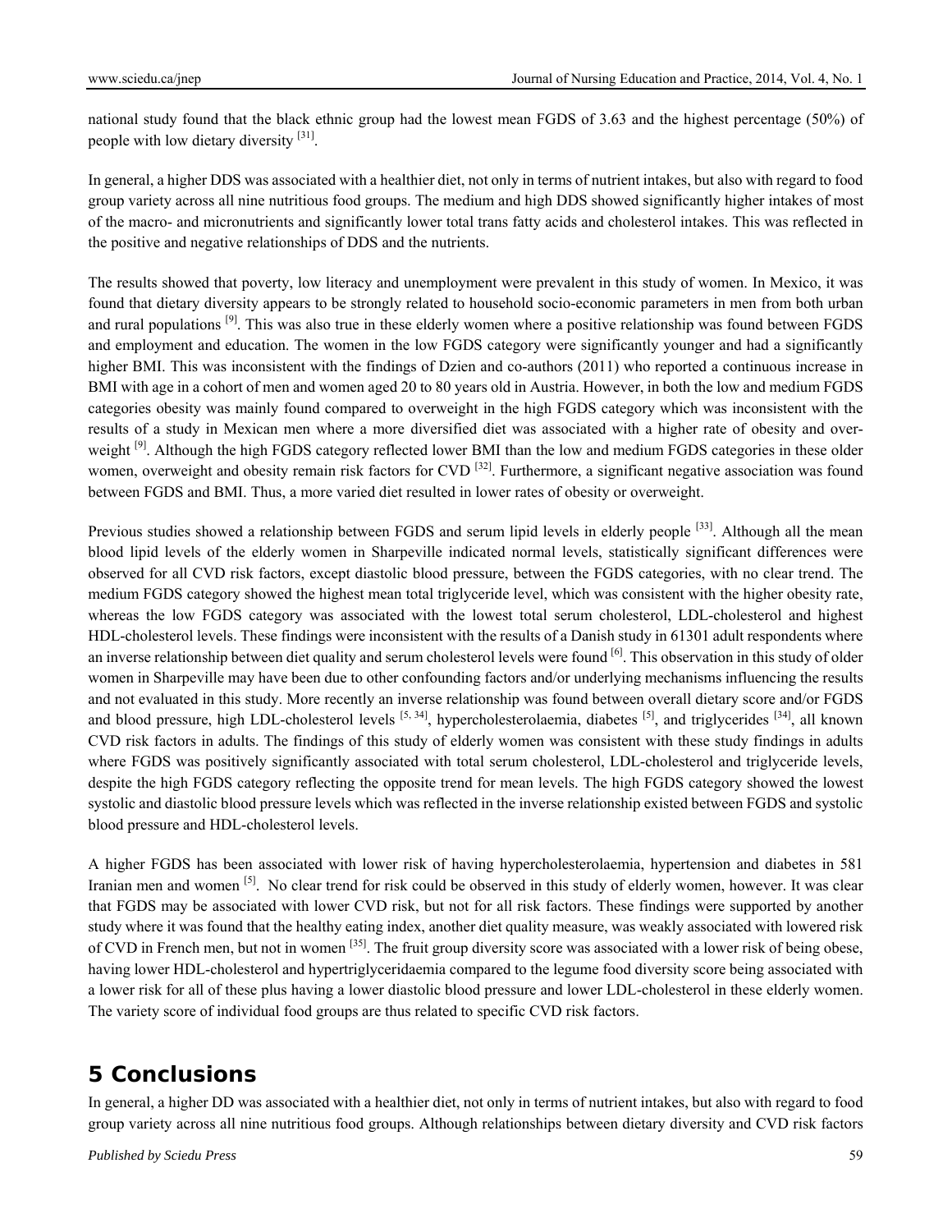national study found that the black ethnic group had the lowest mean FGDS of 3.63 and the highest percentage (50%) of people with low dietary diversity [31].

In general, a higher DDS was associated with a healthier diet, not only in terms of nutrient intakes, but also with regard to food group variety across all nine nutritious food groups. The medium and high DDS showed significantly higher intakes of most of the macro- and micronutrients and significantly lower total trans fatty acids and cholesterol intakes. This was reflected in the positive and negative relationships of DDS and the nutrients.

The results showed that poverty, low literacy and unemployment were prevalent in this study of women. In Mexico, it was found that dietary diversity appears to be strongly related to household socio-economic parameters in men from both urban and rural populations [9]. This was also true in these elderly women where a positive relationship was found between FGDS and employment and education. The women in the low FGDS category were significantly younger and had a significantly higher BMI. This was inconsistent with the findings of Dzien and co-authors (2011) who reported a continuous increase in BMI with age in a cohort of men and women aged 20 to 80 years old in Austria. However, in both the low and medium FGDS categories obesity was mainly found compared to overweight in the high FGDS category which was inconsistent with the results of a study in Mexican men where a more diversified diet was associated with a higher rate of obesity and overweight [9]. Although the high FGDS category reflected lower BMI than the low and medium FGDS categories in these older women, overweight and obesity remain risk factors for CVD [32]. Furthermore, a significant negative association was found between FGDS and BMI. Thus, a more varied diet resulted in lower rates of obesity or overweight.

Previous studies showed a relationship between FGDS and serum lipid levels in elderly people [33]. Although all the mean blood lipid levels of the elderly women in Sharpeville indicated normal levels, statistically significant differences were observed for all CVD risk factors, except diastolic blood pressure, between the FGDS categories, with no clear trend. The medium FGDS category showed the highest mean total triglyceride level, which was consistent with the higher obesity rate, whereas the low FGDS category was associated with the lowest total serum cholesterol, LDL-cholesterol and highest HDL-cholesterol levels. These findings were inconsistent with the results of a Danish study in 61301 adult respondents where an inverse relationship between diet quality and serum cholesterol levels were found [6]. This observation in this study of older women in Sharpeville may have been due to other confounding factors and/or underlying mechanisms influencing the results and not evaluated in this study. More recently an inverse relationship was found between overall dietary score and/or FGDS and blood pressure, high LDL-cholesterol levels [5, 34], hypercholesterolaemia, diabetes [5], and triglycerides [34], all known CVD risk factors in adults. The findings of this study of elderly women was consistent with these study findings in adults where FGDS was positively significantly associated with total serum cholesterol, LDL-cholesterol and triglyceride levels, despite the high FGDS category reflecting the opposite trend for mean levels. The high FGDS category showed the lowest systolic and diastolic blood pressure levels which was reflected in the inverse relationship existed between FGDS and systolic blood pressure and HDL-cholesterol levels.

A higher FGDS has been associated with lower risk of having hypercholesterolaemia, hypertension and diabetes in 581 Iranian men and women [5]. No clear trend for risk could be observed in this study of elderly women, however. It was clear that FGDS may be associated with lower CVD risk, but not for all risk factors. These findings were supported by another study where it was found that the healthy eating index, another diet quality measure, was weakly associated with lowered risk of CVD in French men, but not in women [35]. The fruit group diversity score was associated with a lower risk of being obese, having lower HDL-cholesterol and hypertriglyceridaemia compared to the legume food diversity score being associated with a lower risk for all of these plus having a lower diastolic blood pressure and lower LDL-cholesterol in these elderly women. The variety score of individual food groups are thus related to specific CVD risk factors.

# 5 Conclusions

In general, a higher DD was associated with a healthier diet, not only in terms of nutrient intakes, but also with regard to food group variety across all nine nutritious food groups. Although relationships between dietary diversity and CVD risk factors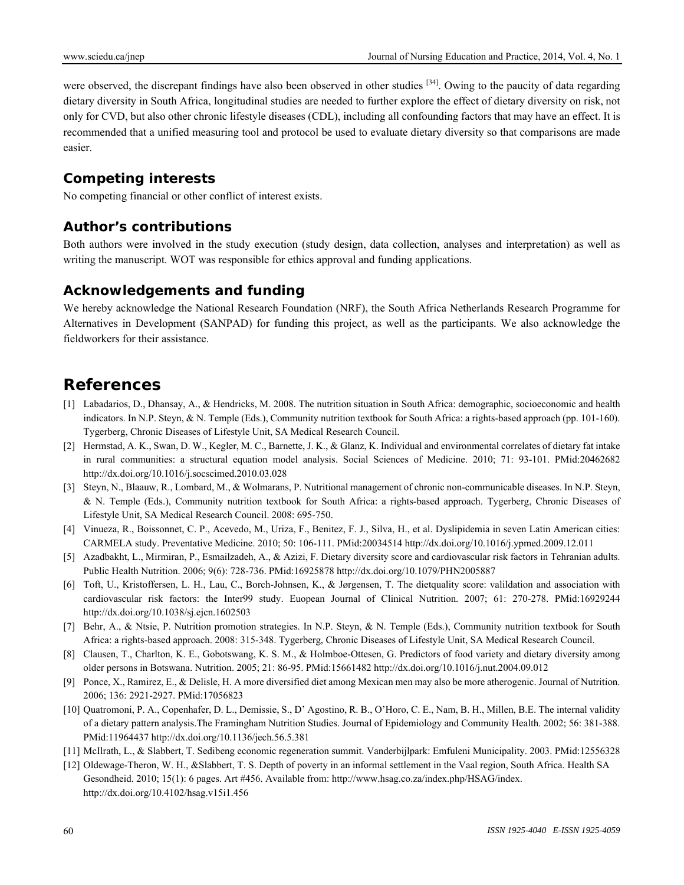were observed, the discrepant findings have also been observed in other studies [34]. Owing to the paucity of data regarding dietary diversity in South Africa, longitudinal studies are needed to further explore the effect of dietary diversity on risk, not only for CVD, but also other chronic lifestyle diseases (CDL), including all confounding factors that may have an effect. It is recommended that a unified measuring tool and protocol be used to evaluate dietary diversity so that comparisons are made easier.

## Competing interests

No competing financial or other conflict of interest exists.

## Author's contributions

Both authors were involved in the study execution (study design, data collection, analyses and interpretation) as well as writing the manuscript. WOT was responsible for ethics approval and funding applications.

## Acknowledgements and funding

We hereby acknowledge the National Research Foundation (NRF), the South Africa Netherlands Research Programme for Alternatives in Development (SANPAD) for funding this project, as well as the participants. We also acknowledge the fieldworkers for their assistance.

# References

[1] Labadarios, D., Dhansay, A., & Hendricks, M. 2008. The nutrition situation in South Africa: demographic, socioeconomic and health indicators. In N.P. Steyn, & N. Temple (Eds.), Community nutrition textbook for South Africa: a rights-based approach (pp. 101-160). Tygerberg, Chronic Diseases of Lifestyle Unit, SA Medical Research Council.

[2] Hermstad, A. K., Swan, D. W., Kegler, M. C., Barnette, J. K., & Glanz, K. Individual and environmental correlates of dietary fat intake in rural communities: a structural equation model analysis. Social Sciences of Medicine. 2010; 71: 93-101. PMid:20462682 http://dx.doi.org/10.1016/j.socscimed.2010.03.028

[3] Steyn, N., Blaauw, R., Lombard, M., & Wolmarans, P. Nutritional management of chronic non-communicable diseases. In N.P. Steyn, & N. Temple (Eds.), Community nutrition textbook for South Africa: a rights-based approach. Tygerberg, Chronic Diseases of Lifestyle Unit, SA Medical Research Council. 2008: 695-750.

[4] Vinueza, R., Boissonnet, C. P., Acevedo, M., Uriza, F., Benitez, F. J., Silva, H., et al. Dyslipidemia in seven Latin American cities: CARMELA study. Preventative Medicine. 2010; 50: 106-111. PMid:20034514 http://dx.doi.org/10.1016/j.ypmed.2009.12.011

[5] Azadbakht, L., Mirmiran, P., Esmailzadeh, A., & Azizi, F. Dietary diversity score and cardiovascular risk factors in Tehranian adults. Public Health Nutrition. 2006; 9(6): 728-736. PMid:16925878 http://dx.doi.org/10.1079/PHN2005887

[6] Toft, U., Kristoffersen, L. H., Lau, C., Borch-Johnsen, K., & Jørgensen, T. The dietquality score: valildation and association with cardiovascular risk factors: the Inter99 study. Euopean Journal of Clinical Nutrition. 2007; 61: 270-278. PMid:16929244 http://dx.doi.org/10.1038/sj.ejcn.1602503

[7] Behr, A., & Ntsie, P. Nutrition promotion strategies. In N.P. Steyn, & N. Temple (Eds.), Community nutrition textbook for South Africa: a rights-based approach. 2008: 315-348. Tygerberg, Chronic Diseases of Lifestyle Unit, SA Medical Research Council.

[8] Clausen, T., Charlton, K. E., Gobotswang, K. S. M., & Holmboe-Ottesen, G. Predictors of food variety and dietary diversity among older persons in Botswana. Nutrition. 2005; 21: 86-95. PMid:15661482 http://dx.doi.org/10.1016/j.nut.2004.09.012

[9] Ponce, X., Ramirez, E., & Delisle, H. A more diversified diet among Mexican men may also be more atherogenic. Journal of Nutrition. 2006; 136: 2921-2927. PMid:17056823

[10] Quatromoni, P. A., Copenhafer, D. L., Demissie, S., D' Agostino, R. B., O'Horo, C. E., Nam, B. H., Millen, B.E. The internal validity of a dietary pattern analysis.The Framingham Nutrition Studies. Journal of Epidemiology and Community Health. 2002; 56: 381-388. PMid:11964437 http://dx.doi.org/10.1136/jech.56.5.381

[11] McIlrath, L., & Slabbert, T. Sedibeng economic regeneration summit. Vanderbijlpark: Emfuleni Municipality. 2003. PMid:12556328

[12] Oldewage-Theron, W. H., &Slabbert, T. S. Depth of poverty in an informal settlement in the Vaal region, South Africa. Health SA Gesondheid. 2010; 15(1): 6 pages. Art #456. Available from: http://www.hsag.co.za/index.php/HSAG/index. http://dx.doi.org/10.4102/hsag.v15i1.456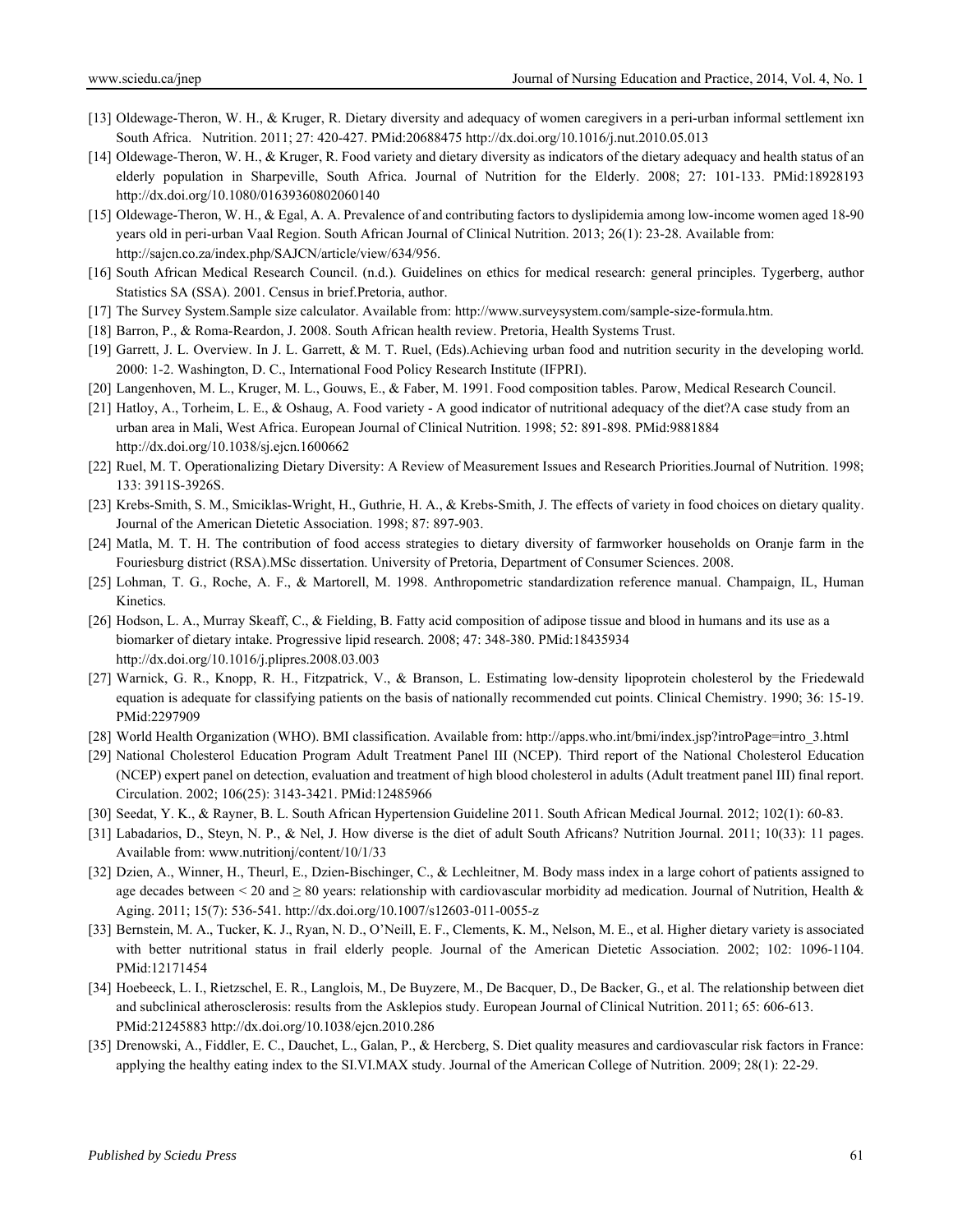[13] Oldewage-Theron, W. H., & Kruger, R. Dietary diversity and adequacy of women caregivers in a peri-urban informal settlement ixn South Africa. Nutrition. 2011; 27: 420-427. PMid:20688475 http://dx.doi.org/10.1016/j.nut.2010.05.013

[14] Oldewage-Theron, W. H., & Kruger, R. Food variety and dietary diversity as indicators of the dietary adequacy and health status of an elderly population in Sharpeville, South Africa. Journal of Nutrition for the Elderly. 2008; 27: 101-133. PMid:18928193 http://dx.doi.org/10.1080/01639360802060140

[15] Oldewage-Theron, W. H., & Egal, A. A. Prevalence of and contributing factors to dyslipidemia among low-income women aged 18-90 years old in peri-urban Vaal Region. South African Journal of Clinical Nutrition. 2013; 26(1): 23-28. Available from: http://sajcn.co.za/index.php/SAJCN/article/view/634/956.

[16] South African Medical Research Council. (n.d.). Guidelines on ethics for medical research: general principles. Tygerberg, author Statistics SA (SSA). 2001. Census in brief.Pretoria, author.

[17] The Survey System.Sample size calculator. Available from: http://www.surveysystem.com/sample-size-formula.htm.

[18] Barron, P., & Roma-Reardon, J. 2008. South African health review. Pretoria, Health Systems Trust.

[19] Garrett, J. L. Overview. In J. L. Garrett, & M. T. Ruel, (Eds).Achieving urban food and nutrition security in the developing world. 2000: 1-2. Washington, D. C., International Food Policy Research Institute (IFPRI).

[20] Langenhoven, M. L., Kruger, M. L., Gouws, E., & Faber, M. 1991. Food composition tables. Parow, Medical Research Council.

[21] Hatloy, A., Torheim, L. E., & Oshaug, A. Food variety - A good indicator of nutritional adequacy of the diet?A case study from an urban area in Mali, West Africa. European Journal of Clinical Nutrition. 1998; 52: 891-898. PMid:9881884 http://dx.doi.org/10.1038/sj.ejcn.1600662

[22] Ruel, M. T. Operationalizing Dietary Diversity: A Review of Measurement Issues and Research Priorities.Journal of Nutrition. 1998; 133: 3911S-3926S.

[23] Krebs-Smith, S. M., Smiciklas-Wright, H., Guthrie, H. A., & Krebs-Smith, J. The effects of variety in food choices on dietary quality. Journal of the American Dietetic Association. 1998; 87: 897-903.

[24] Matla, M. T. H. The contribution of food access strategies to dietary diversity of farmworker households on Oranje farm in the Fouriesburg district (RSA).MSc dissertation. University of Pretoria, Department of Consumer Sciences. 2008.

[25] Lohman, T. G., Roche, A. F., & Martorell, M. 1998. Anthropometric standardization reference manual. Champaign, IL, Human Kinetics.

[26] Hodson, L. A., Murray Skeaff, C., & Fielding, B. Fatty acid composition of adipose tissue and blood in humans and its use as a biomarker of dietary intake. Progressive lipid research. 2008; 47: 348-380. PMid:18435934 http://dx.doi.org/10.1016/j.plipres.2008.03.003

[27] Warnick, G. R., Knopp, R. H., Fitzpatrick, V., & Branson, L. Estimating low-density lipoprotein cholesterol by the Friedewald equation is adequate for classifying patients on the basis of nationally recommended cut points. Clinical Chemistry. 1990; 36: 15-19. PMid:2297909

[28] World Health Organization (WHO). BMI classification. Available from: http://apps.who.int/bmi/index.jsp?introPage=intro_3.html

[29] National Cholesterol Education Program Adult Treatment Panel III (NCEP). Third report of the National Cholesterol Education (NCEP) expert panel on detection, evaluation and treatment of high blood cholesterol in adults (Adult treatment panel III) final report. Circulation. 2002; 106(25): 3143-3421. PMid:12485966

[30] Seedat, Y. K., & Rayner, B. L. South African Hypertension Guideline 2011. South African Medical Journal. 2012; 102(1): 60-83.

[31] Labadarios, D., Steyn, N. P., & Nel, J. How diverse is the diet of adult South Africans? Nutrition Journal. 2011; 10(33): 11 pages. Available from: www.nutritionj/content/10/1/33

[32] Dzien, A., Winner, H., Theurl, E., Dzien-Bischinger, C., & Lechleitner, M. Body mass index in a large cohort of patients assigned to age decades between < 20 and ≥ 80 years: relationship with cardiovascular morbidity ad medication. Journal of Nutrition, Health & Aging. 2011; 15(7): 536-541. http://dx.doi.org/10.1007/s12603-011-0055-z

[33] Bernstein, M. A., Tucker, K. J., Ryan, N. D., O'Neill, E. F., Clements, K. M., Nelson, M. E., et al. Higher dietary variety is associated with better nutritional status in frail elderly people. Journal of the American Dietetic Association. 2002; 102: 1096-1104. PMid:12171454

[34] Hoebeeck, L. I., Rietzschel, E. R., Langlois, M., De Buyzere, M., De Bacquer, D., De Backer, G., et al. The relationship between diet and subclinical atherosclerosis: results from the Asklepios study. European Journal of Clinical Nutrition. 2011; 65: 606-613. PMid:21245883 http://dx.doi.org/10.1038/ejcn.2010.286

[35] Drenowski, A., Fiddler, E. C., Dauchet, L., Galan, P., & Hercberg, S. Diet quality measures and cardiovascular risk factors in France: applying the healthy eating index to the SI.VI.MAX study. Journal of the American College of Nutrition. 2009; 28(1): 22-29.